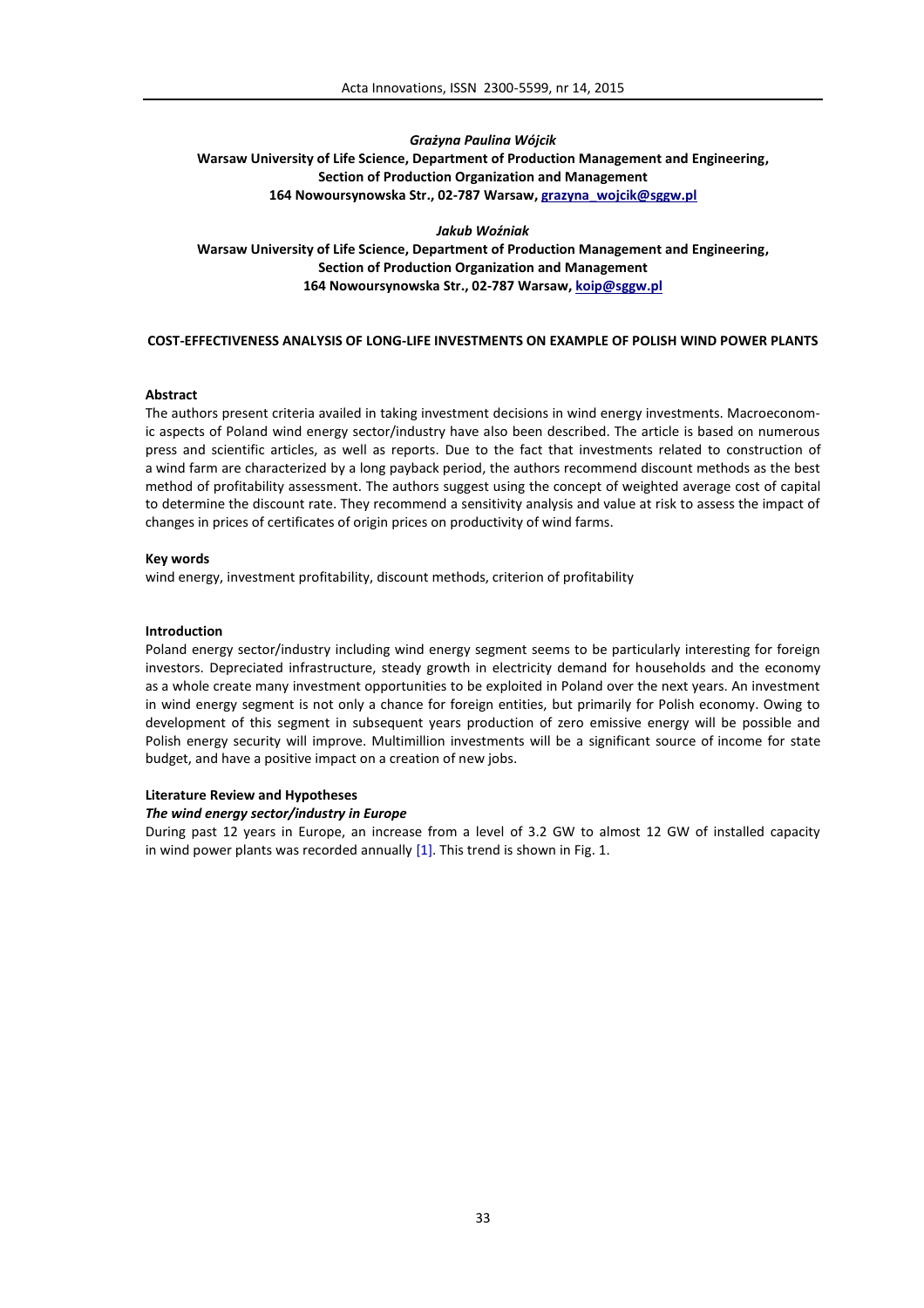*Grażyna Paulina Wójcik*

**Warsaw University of Life Science, Department of Production Management and Engineering, Section of Production Organization and Management**
**164 Nowoursynowska Str., 02-787 Warsaw, grazyna_wojcik@sggw.pl**

*Jakub Woźniak*

**Warsaw University of Life Science, Department of Production Management and Engineering, Section of Production Organization and Management**
**164 Nowoursynowska Str., 02-787 Warsaw, koip@sggw.pl**

# COST-EFFECTIVENESS ANALYSIS OF LONG-LIFE INVESTMENTS ON EXAMPLE OF POLISH WIND POWER PLANTS

## Abstract

The authors present criteria availed in taking investment decisions in wind energy investments. Macroeconomic aspects of Poland wind energy sector/industry have also been described. The article is based on numerous press and scientific articles, as well as reports. Due to the fact that investments related to construction of a wind farm are characterized by a long payback period, the authors recommend discount methods as the best method of profitability assessment. The authors suggest using the concept of weighted average cost of capital to determine the discount rate. They recommend a sensitivity analysis and value at risk to assess the impact of changes in prices of certificates of origin prices on productivity of wind farms.

## Key words

wind energy, investment profitability, discount methods, criterion of profitability

## Introduction

Poland energy sector/industry including wind energy segment seems to be particularly interesting for foreign investors. Depreciated infrastructure, steady growth in electricity demand for households and the economy as a whole create many investment opportunities to be exploited in Poland over the next years. An investment in wind energy segment is not only a chance for foreign entities, but primarily for Polish economy. Owing to development of this segment in subsequent years production of zero emissive energy will be possible and Polish energy security will improve. Multimillion investments will be a significant source of income for state budget, and have a positive impact on a creation of new jobs.

## Literature Review and Hypotheses

### *The wind energy sector/industry in Europe*

During past 12 years in Europe, an increase from a level of 3.2 GW to almost 12 GW of installed capacity in wind power plants was recorded annually [1]. This trend is shown in Fig. 1.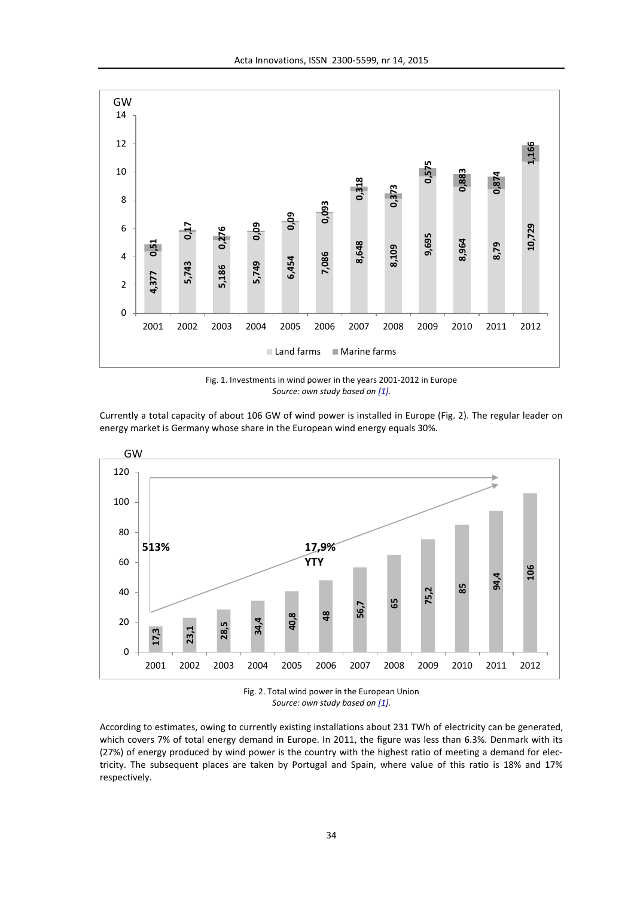Fig. 1. Investments in wind power in the years 2001-2012 in Europe
*Source: own study based on [1].*

Currently a total capacity of about 106 GW of wind power is installed in Europe (Fig. 2). The regular leader on energy market is Germany whose share in the European wind energy equals 30%.

Fig. 2. Total wind power in the European Union
*Source: own study based on [1].*

According to estimates, owing to currently existing installations about 231 TWh of electricity can be generated, which covers 7% of total energy demand in Europe. In 2011, the figure was less than 6.3%. Denmark with its (27%) of energy produced by wind power is the country with the highest ratio of meeting a demand for electricity. The subsequent places are taken by Portugal and Spain, where value of this ratio is 18% and 17% respectively.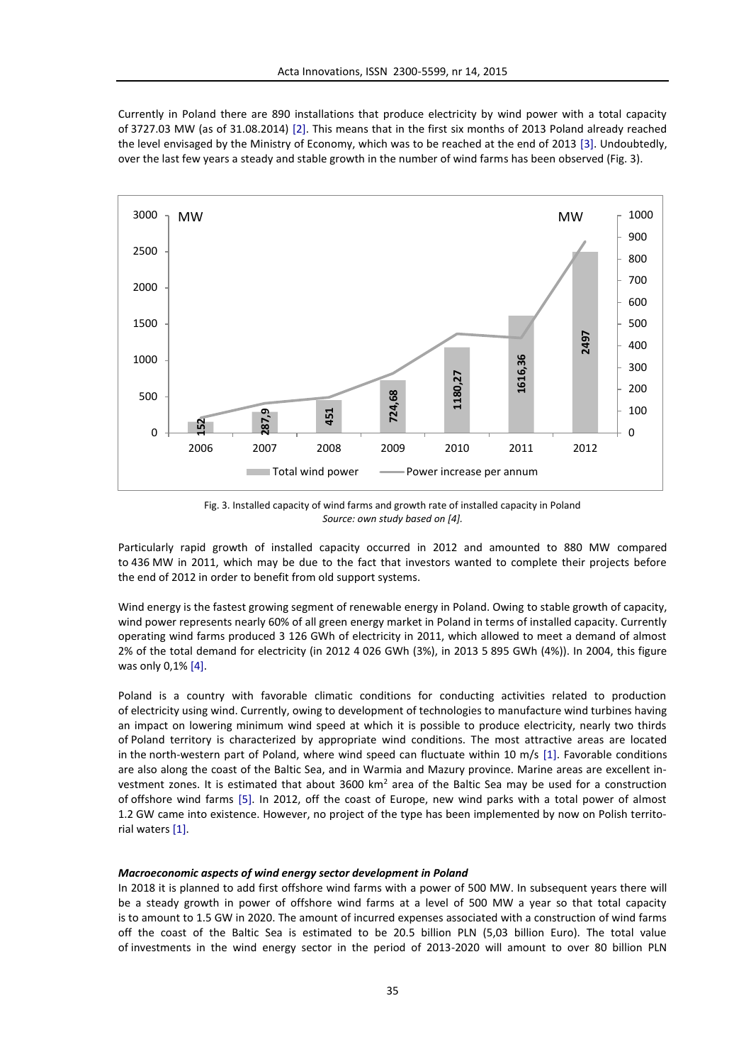Currently in Poland there are 890 installations that produce electricity by wind power with a total capacity of 3727.03 MW (as of 31.08.2014) [2]. This means that in the first six months of 2013 Poland already reached the level envisaged by the Ministry of Economy, which was to be reached at the end of 2013 [3]. Undoubtedly, over the last few years a steady and stable growth in the number of wind farms has been observed (Fig. 3).

Fig. 3. Installed capacity of wind farms and growth rate of installed capacity in Poland
*Source: own study based on [4].*

Particularly rapid growth of installed capacity occurred in 2012 and amounted to 880 MW compared to 436 MW in 2011, which may be due to the fact that investors wanted to complete their projects before the end of 2012 in order to benefit from old support systems.

Wind energy is the fastest growing segment of renewable energy in Poland. Owing to stable growth of capacity, wind power represents nearly 60% of all green energy market in Poland in terms of installed capacity. Currently operating wind farms produced 3 126 GWh of electricity in 2011, which allowed to meet a demand of almost 2% of the total demand for electricity (in 2012 4 026 GWh (3%), in 2013 5 895 GWh (4%)). In 2004, this figure was only 0,1% [4].

Poland is a country with favorable climatic conditions for conducting activities related to production of electricity using wind. Currently, owing to development of technologies to manufacture wind turbines having an impact on lowering minimum wind speed at which it is possible to produce electricity, nearly two thirds of Poland territory is characterized by appropriate wind conditions. The most attractive areas are located in the north-western part of Poland, where wind speed can fluctuate within 10 m/s [1]. Favorable conditions are also along the coast of the Baltic Sea, and in Warmia and Mazury province. Marine areas are excellent investment zones. It is estimated that about 3600 km$^2$ area of the Baltic Sea may be used for a construction of offshore wind farms [5]. In 2012, off the coast of Europe, new wind parks with a total power of almost 1.2 GW came into existence. However, no project of the type has been implemented by now on Polish territorial waters [1].

***Macroeconomic aspects of wind energy sector development in Poland***

In 2018 it is planned to add first offshore wind farms with a power of 500 MW. In subsequent years there will be a steady growth in power of offshore wind farms at a level of 500 MW a year so that total capacity is to amount to 1.5 GW in 2020. The amount of incurred expenses associated with a construction of wind farms off the coast of the Baltic Sea is estimated to be 20.5 billion PLN (5,03 billion Euro). The total value of investments in the wind energy sector in the period of 2013-2020 will amount to over 80 billion PLN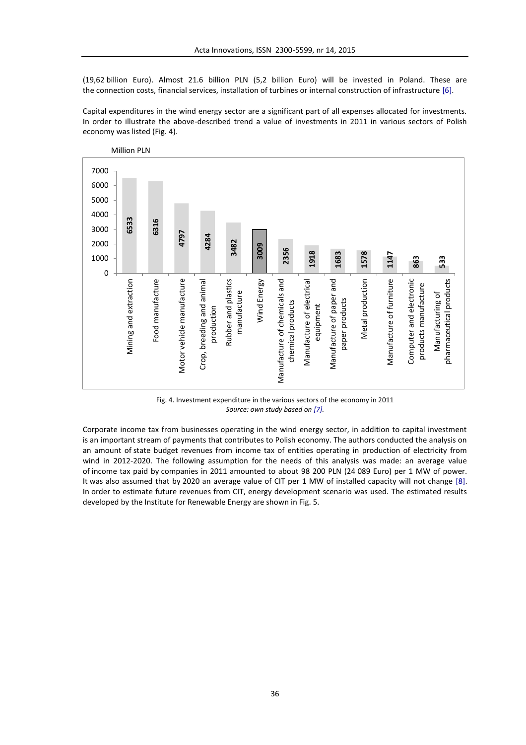(19,62 billion Euro). Almost 21.6 billion PLN (5,2 billion Euro) will be invested in Poland. These are the connection costs, financial services, installation of turbines or internal construction of infrastructure [6].

Capital expenditures in the wind energy sector are a significant part of all expenses allocated for investments. In order to illustrate the above-described trend a value of investments in 2011 in various sectors of Polish economy was listed (Fig. 4).

| Sector | Million PLN |
| --- | --- |
| Mining and extraction | 6533 |
| Food manufacture | 6316 |
| Motor vehicle manufacture | 4797 |
| Crop, breeding and animal production | 4284 |
| Rubber and plastics manufacture | 3482 |
| Wind Energy | 3009 |
| Manufacture of chemicals and chemical products | 2356 |
| Manufacture of electrical equipment | 1918 |
| Manufacture of paper and paper products | 1683 |
| Metal production | 1578 |
| Manufacture of furniture | 1147 |
| Computer and electronic products manufacture | 863 |
| Manufacturing of pharmaceutical products | 533 |

Fig. 4. Investment expenditure in the various sectors of the economy in 2011
*Source: own study based on [7].*

Corporate income tax from businesses operating in the wind energy sector, in addition to capital investment is an important stream of payments that contributes to Polish economy. The authors conducted the analysis on an amount of state budget revenues from income tax of entities operating in production of electricity from wind in 2012-2020. The following assumption for the needs of this analysis was made: an average value of income tax paid by companies in 2011 amounted to about 98 200 PLN (24 089 Euro) per 1 MW of power. It was also assumed that by 2020 an average value of CIT per 1 MW of installed capacity will not change [8]. In order to estimate future revenues from CIT, energy development scenario was used. The estimated results developed by the Institute for Renewable Energy are shown in Fig. 5.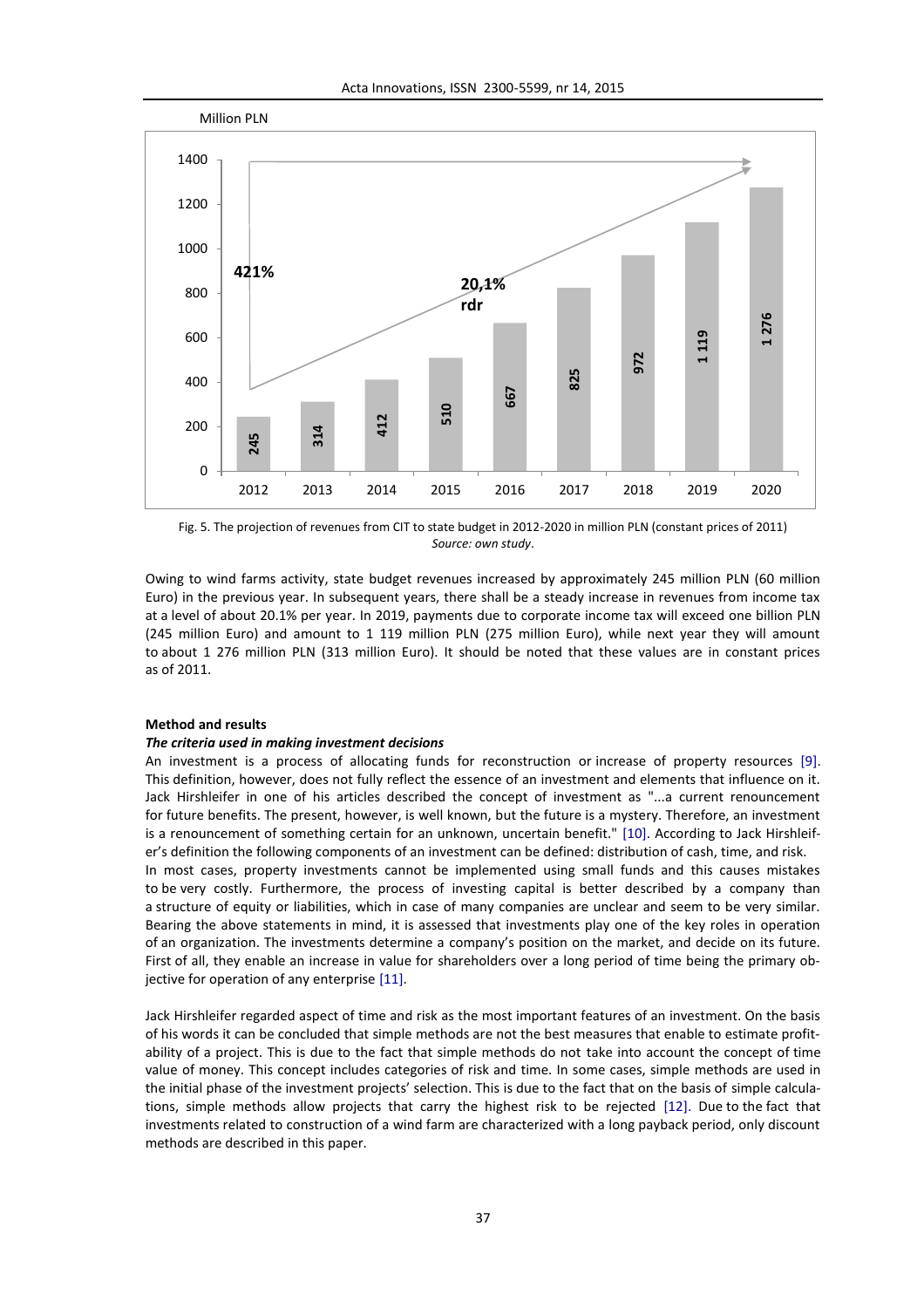Fig. 5. The projection of revenues from CIT to state budget in 2012-2020 in million PLN (constant prices of 2011)
*Source: own study*.

Owing to wind farms activity, state budget revenues increased by approximately 245 million PLN (60 million Euro) in the previous year. In subsequent years, there shall be a steady increase in revenues from income tax at a level of about 20.1% per year. In 2019, payments due to corporate income tax will exceed one billion PLN (245 million Euro) and amount to 1 119 million PLN (275 million Euro), while next year they will amount to about 1 276 million PLN (313 million Euro). It should be noted that these values are in constant prices as of 2011.

**Method and results**

***The criteria used in making investment decisions***

An investment is a process of allocating funds for reconstruction or increase of property resources [9]. This definition, however, does not fully reflect the essence of an investment and elements that influence on it. Jack Hirshleifer in one of his articles described the concept of investment as "...a current renouncement for future benefits. The present, however, is well known, but the future is a mystery. Therefore, an investment is a renouncement of something certain for an unknown, uncertain benefit." [10]. According to Jack Hirshleifer's definition the following components of an investment can be defined: distribution of cash, time, and risk.

In most cases, property investments cannot be implemented using small funds and this causes mistakes to be very costly. Furthermore, the process of investing capital is better described by a company than a structure of equity or liabilities, which in case of many companies are unclear and seem to be very similar. Bearing the above statements in mind, it is assessed that investments play one of the key roles in operation of an organization. The investments determine a company's position on the market, and decide on its future. First of all, they enable an increase in value for shareholders over a long period of time being the primary objective for operation of any enterprise [11].

Jack Hirshleifer regarded aspect of time and risk as the most important features of an investment. On the basis of his words it can be concluded that simple methods are not the best measures that enable to estimate profitability of a project. This is due to the fact that simple methods do not take into account the concept of time value of money. This concept includes categories of risk and time. In some cases, simple methods are used in the initial phase of the investment projects' selection. This is due to the fact that on the basis of simple calculations, simple methods allow projects that carry the highest risk to be rejected [12]. Due to the fact that investments related to construction of a wind farm are characterized with a long payback period, only discount methods are described in this paper.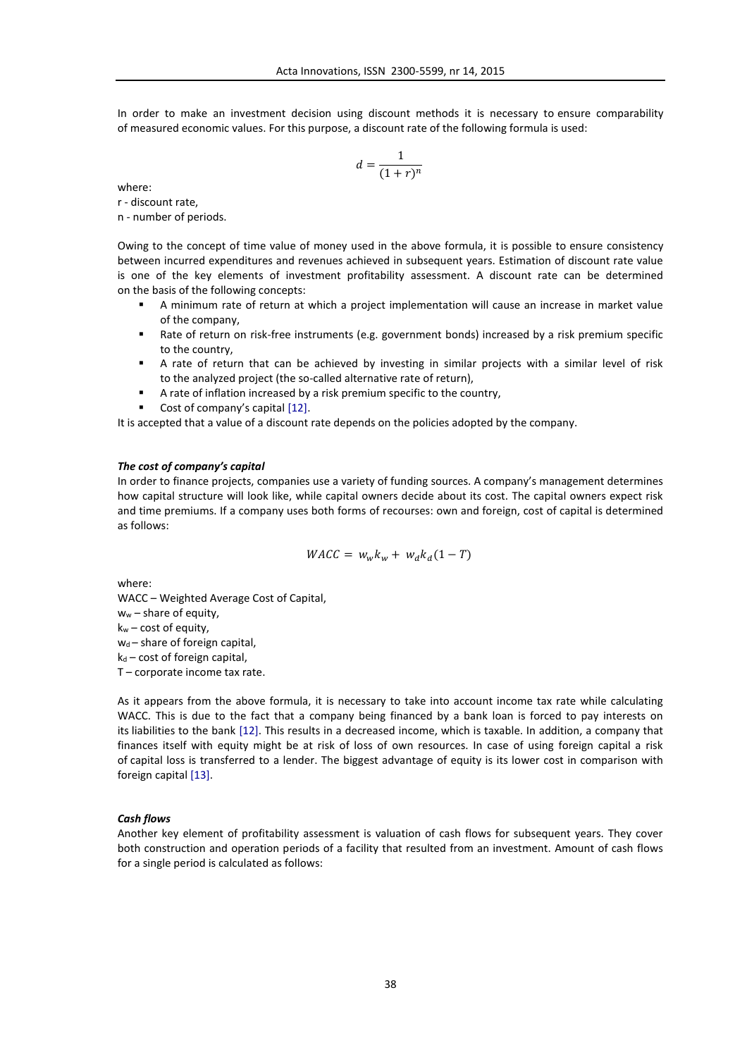In order to make an investment decision using discount methods it is necessary to ensure comparability of measured economic values. For this purpose, a discount rate of the following formula is used:

$$d = \frac{1}{(1+r)^n}$$

where:
r - discount rate,
n - number of periods.

Owing to the concept of time value of money used in the above formula, it is possible to ensure consistency between incurred expenditures and revenues achieved in subsequent years. Estimation of discount rate value is one of the key elements of investment profitability assessment. A discount rate can be determined on the basis of the following concepts:

- A minimum rate of return at which a project implementation will cause an increase in market value of the company,
- Rate of return on risk-free instruments (e.g. government bonds) increased by a risk premium specific to the country,
- A rate of return that can be achieved by investing in similar projects with a similar level of risk to the analyzed project (the so-called alternative rate of return),
- A rate of inflation increased by a risk premium specific to the country,
- Cost of company's capital [12].

It is accepted that a value of a discount rate depends on the policies adopted by the company.

### *The cost of company's capital*

In order to finance projects, companies use a variety of funding sources. A company's management determines how capital structure will look like, while capital owners decide about its cost. The capital owners expect risk and time premiums. If a company uses both forms of recourses: own and foreign, cost of capital is determined as follows:

$$WACC = w_w k_w + w_d k_d (1 - T)$$

where:
WACC – Weighted Average Cost of Capital,
$w_w$ – share of equity,
$k_w$ – cost of equity,
$w_d$ – share of foreign capital,
$k_d$ – cost of foreign capital,
T – corporate income tax rate.

As it appears from the above formula, it is necessary to take into account income tax rate while calculating WACC. This is due to the fact that a company being financed by a bank loan is forced to pay interests on its liabilities to the bank [12]. This results in a decreased income, which is taxable. In addition, a company that finances itself with equity might be at risk of loss of own resources. In case of using foreign capital a risk of capital loss is transferred to a lender. The biggest advantage of equity is its lower cost in comparison with foreign capital [13].

### *Cash flows*

Another key element of profitability assessment is valuation of cash flows for subsequent years. They cover both construction and operation periods of a facility that resulted from an investment. Amount of cash flows for a single period is calculated as follows: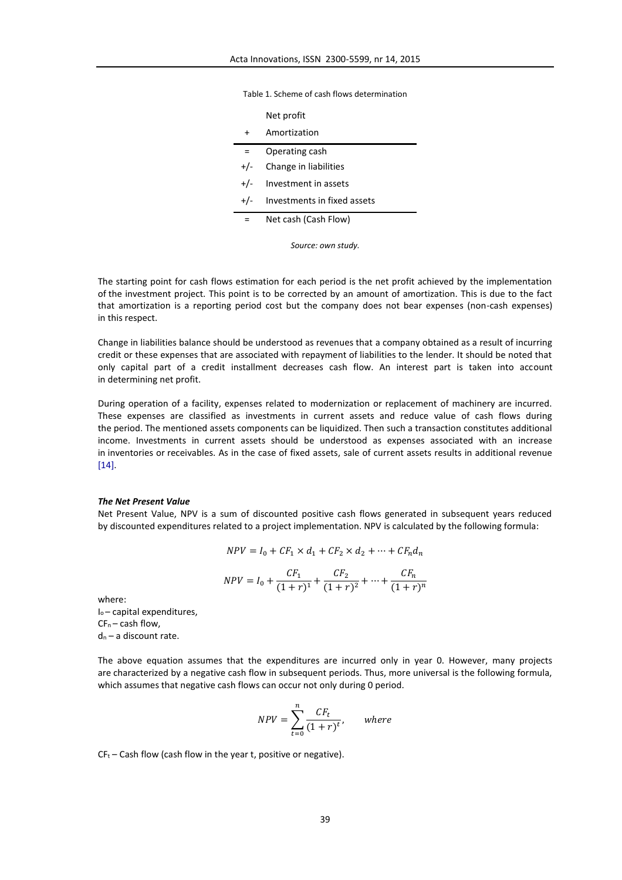Table 1. Scheme of cash flows determination

| | |
|---|---|
| | Net profit |
| + | Amortization |
| = | Operating cash |
| +/- | Change in liabilities |
| +/- | Investment in assets |
| +/- | Investments in fixed assets |
| = | Net cash (Cash Flow) |

*Source: own study.*

The starting point for cash flows estimation for each period is the net profit achieved by the implementation of the investment project. This point is to be corrected by an amount of amortization. This is due to the fact that amortization is a reporting period cost but the company does not bear expenses (non-cash expenses) in this respect.

Change in liabilities balance should be understood as revenues that a company obtained as a result of incurring credit or these expenses that are associated with repayment of liabilities to the lender. It should be noted that only capital part of a credit installment decreases cash flow. An interest part is taken into account in determining net profit.

During operation of a facility, expenses related to modernization or replacement of machinery are incurred. These expenses are classified as investments in current assets and reduce value of cash flows during the period. The mentioned assets components can be liquidized. Then such a transaction constitutes additional income. Investments in current assets should be understood as expenses associated with an increase in inventories or receivables. As in the case of fixed assets, sale of current assets results in additional revenue [14].

### *The Net Present Value*

Net Present Value, NPV is a sum of discounted positive cash flows generated in subsequent years reduced by discounted expenditures related to a project implementation. NPV is calculated by the following formula:

$$NPV = I_0 + CF_1 \times d_1 + CF_2 \times d_2 + \cdots + CF_n d_n$$

$$NPV = I_0 + \frac{CF_1}{(1+r)^1} + \frac{CF_2}{(1+r)^2} + \cdots + \frac{CF_n}{(1+r)^n}$$

where:
$I_o$ – capital expenditures,
$CF_n$ – cash flow,
$d_n$ – a discount rate.

The above equation assumes that the expenditures are incurred only in year 0. However, many projects are characterized by a negative cash flow in subsequent periods. Thus, more universal is the following formula, which assumes that negative cash flows can occur not only during 0 period.

$$NPV = \sum_{t=0}^{n} \frac{CF_t}{(1+r)^t}, \qquad where$$

$CF_t$ – Cash flow (cash flow in the year t, positive or negative).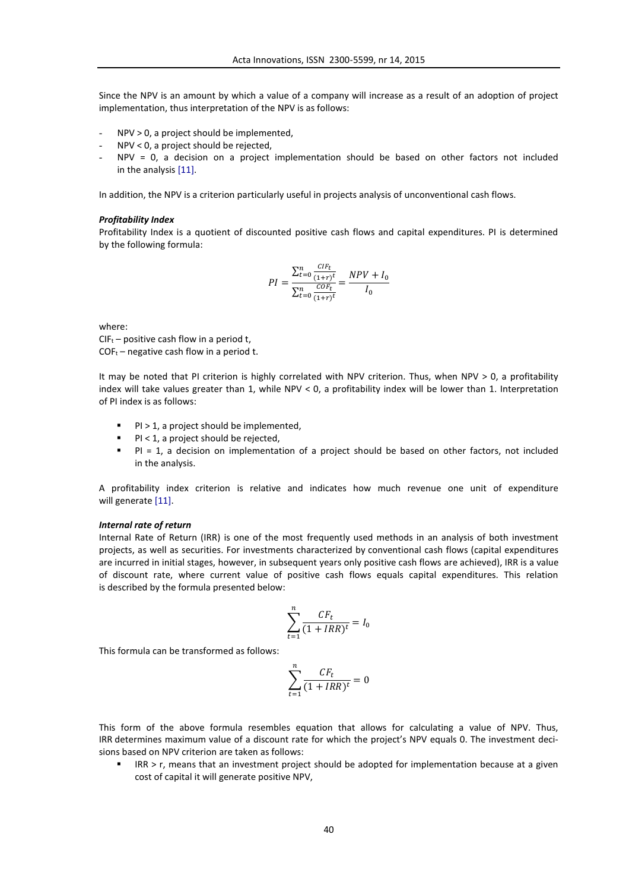Since the NPV is an amount by which a value of a company will increase as a result of an adoption of project implementation, thus interpretation of the NPV is as follows:

- NPV > 0, a project should be implemented,
- NPV < 0, a project should be rejected,
- NPV = 0, a decision on a project implementation should be based on other factors not included in the analysis [11].

In addition, the NPV is a criterion particularly useful in projects analysis of unconventional cash flows.

***Profitability Index***

Profitability Index is a quotient of discounted positive cash flows and capital expenditures. PI is determined by the following formula:

$$PI = \frac{\sum_{t=0}^{n} \frac{CIF_t}{(1+r)^t}}{\sum_{t=0}^{n} \frac{COF_t}{(1+r)^t}} = \frac{NPV + I_0}{I_0}$$

where:
$CIF_t$ – positive cash flow in a period t,
$COF_t$ – negative cash flow in a period t.

It may be noted that PI criterion is highly correlated with NPV criterion. Thus, when NPV > 0, a profitability index will take values greater than 1, while NPV < 0, a profitability index will be lower than 1. Interpretation of PI index is as follows:

- PI > 1, a project should be implemented,
- PI < 1, a project should be rejected,
- PI = 1, a decision on implementation of a project should be based on other factors, not included in the analysis.

A profitability index criterion is relative and indicates how much revenue one unit of expenditure will generate [11].

***Internal rate of return***

Internal Rate of Return (IRR) is one of the most frequently used methods in an analysis of both investment projects, as well as securities. For investments characterized by conventional cash flows (capital expenditures are incurred in initial stages, however, in subsequent years only positive cash flows are achieved), IRR is a value of discount rate, where current value of positive cash flows equals capital expenditures. This relation is described by the formula presented below:

$$\sum_{t=1}^{n} \frac{CF_t}{(1+IRR)^t} = I_0$$

This formula can be transformed as follows:

$$\sum_{t=1}^{n} \frac{CF_t}{(1+IRR)^t} = 0$$

This form of the above formula resembles equation that allows for calculating a value of NPV. Thus, IRR determines maximum value of a discount rate for which the project's NPV equals 0. The investment decisions based on NPV criterion are taken as follows:

- IRR > r, means that an investment project should be adopted for implementation because at a given cost of capital it will generate positive NPV,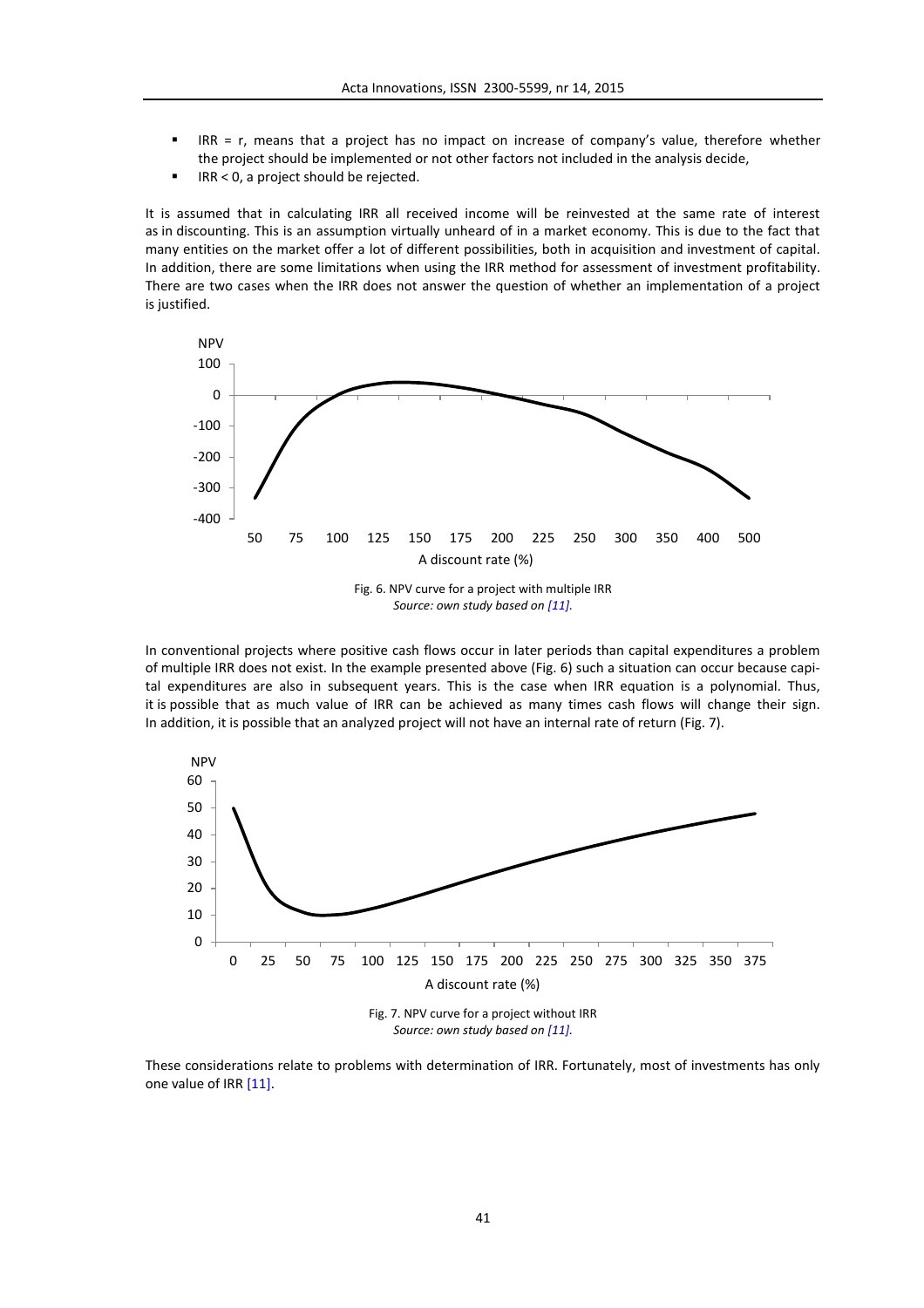- IRR = r, means that a project has no impact on increase of company's value, therefore whether the project should be implemented or not other factors not included in the analysis decide,
- IRR < 0, a project should be rejected.

It is assumed that in calculating IRR all received income will be reinvested at the same rate of interest as in discounting. This is an assumption virtually unheard of in a market economy. This is due to the fact that many entities on the market offer a lot of different possibilities, both in acquisition and investment of capital. In addition, there are some limitations when using the IRR method for assessment of investment profitability. There are two cases when the IRR does not answer the question of whether an implementation of a project is justified.

Fig. 6. NPV curve for a project with multiple IRR
*Source: own study based on [11].*

In conventional projects where positive cash flows occur in later periods than capital expenditures a problem of multiple IRR does not exist. In the example presented above (Fig. 6) such a situation can occur because capital expenditures are also in subsequent years. This is the case when IRR equation is a polynomial. Thus, it is possible that as much value of IRR can be achieved as many times cash flows will change their sign. In addition, it is possible that an analyzed project will not have an internal rate of return (Fig. 7).

Fig. 7. NPV curve for a project without IRR
*Source: own study based on [11].*

These considerations relate to problems with determination of IRR. Fortunately, most of investments has only one value of IRR [11].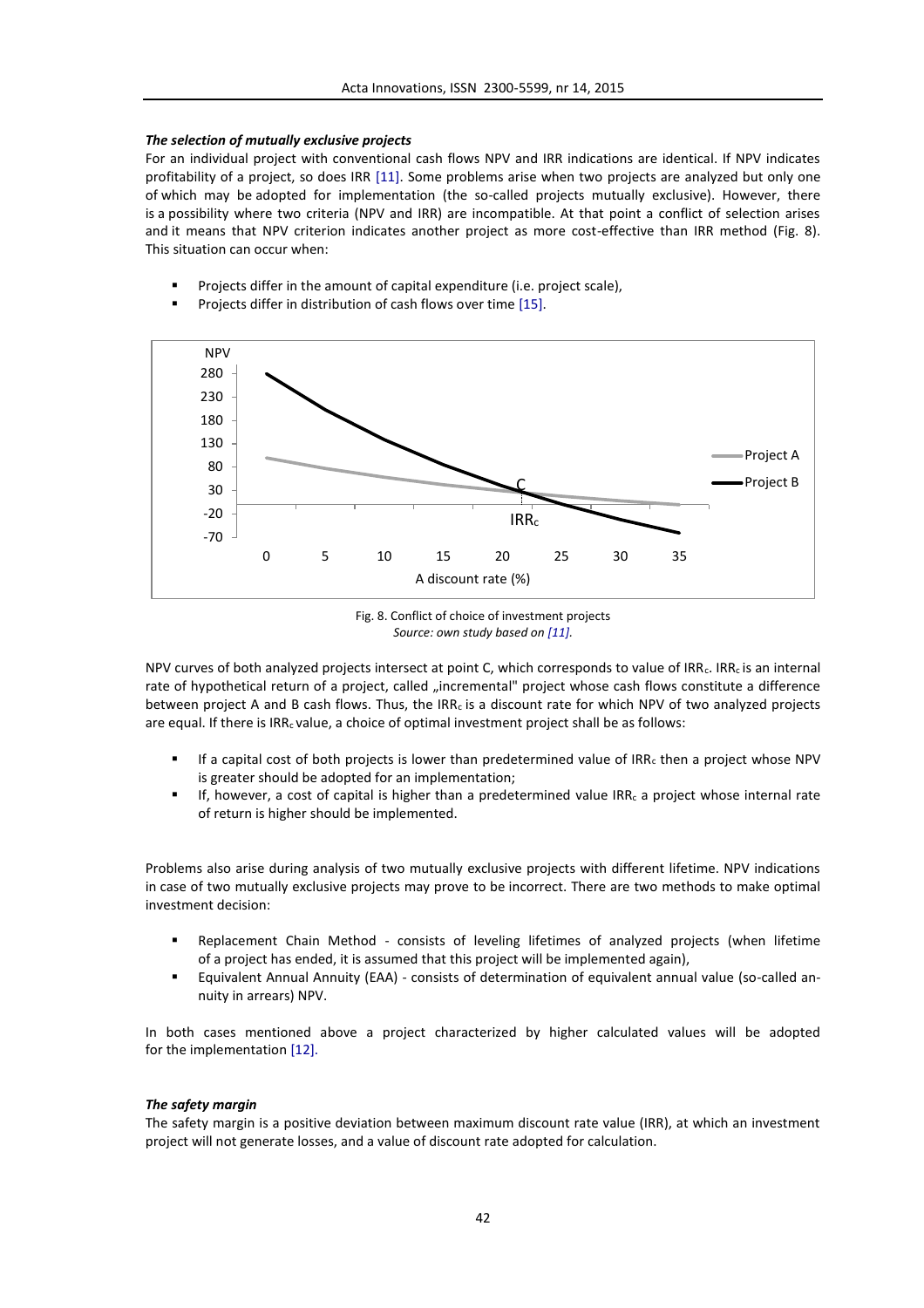***The selection of mutually exclusive projects***

For an individual project with conventional cash flows NPV and IRR indications are identical. If NPV indicates profitability of a project, so does IRR [11]. Some problems arise when two projects are analyzed but only one of which may be adopted for implementation (the so-called projects mutually exclusive). However, there is a possibility where two criteria (NPV and IRR) are incompatible. At that point a conflict of selection arises and it means that NPV criterion indicates another project as more cost-effective than IRR method (Fig. 8). This situation can occur when:

- Projects differ in the amount of capital expenditure (i.e. project scale),
- Projects differ in distribution of cash flows over time [15].

Fig. 8. Conflict of choice of investment projects
*Source: own study based on [11].*

NPV curves of both analyzed projects intersect at point C, which corresponds to value of $IRR_c$. $IRR_c$ is an internal rate of hypothetical return of a project, called „incremental" project whose cash flows constitute a difference between project A and B cash flows. Thus, the $IRR_c$ is a discount rate for which NPV of two analyzed projects are equal. If there is $IRR_c$ value, a choice of optimal investment project shall be as follows:

- If a capital cost of both projects is lower than predetermined value of $IRR_c$ then a project whose NPV is greater should be adopted for an implementation;
- If, however, a cost of capital is higher than a predetermined value $IRR_c$ a project whose internal rate of return is higher should be implemented.

Problems also arise during analysis of two mutually exclusive projects with different lifetime. NPV indications in case of two mutually exclusive projects may prove to be incorrect. There are two methods to make optimal investment decision:

- Replacement Chain Method - consists of leveling lifetimes of analyzed projects (when lifetime of a project has ended, it is assumed that this project will be implemented again),
- Equivalent Annual Annuity (EAA) - consists of determination of equivalent annual value (so-called annuity in arrears) NPV.

In both cases mentioned above a project characterized by higher calculated values will be adopted for the implementation [12].

***The safety margin***

The safety margin is a positive deviation between maximum discount rate value (IRR), at which an investment project will not generate losses, and a value of discount rate adopted for calculation.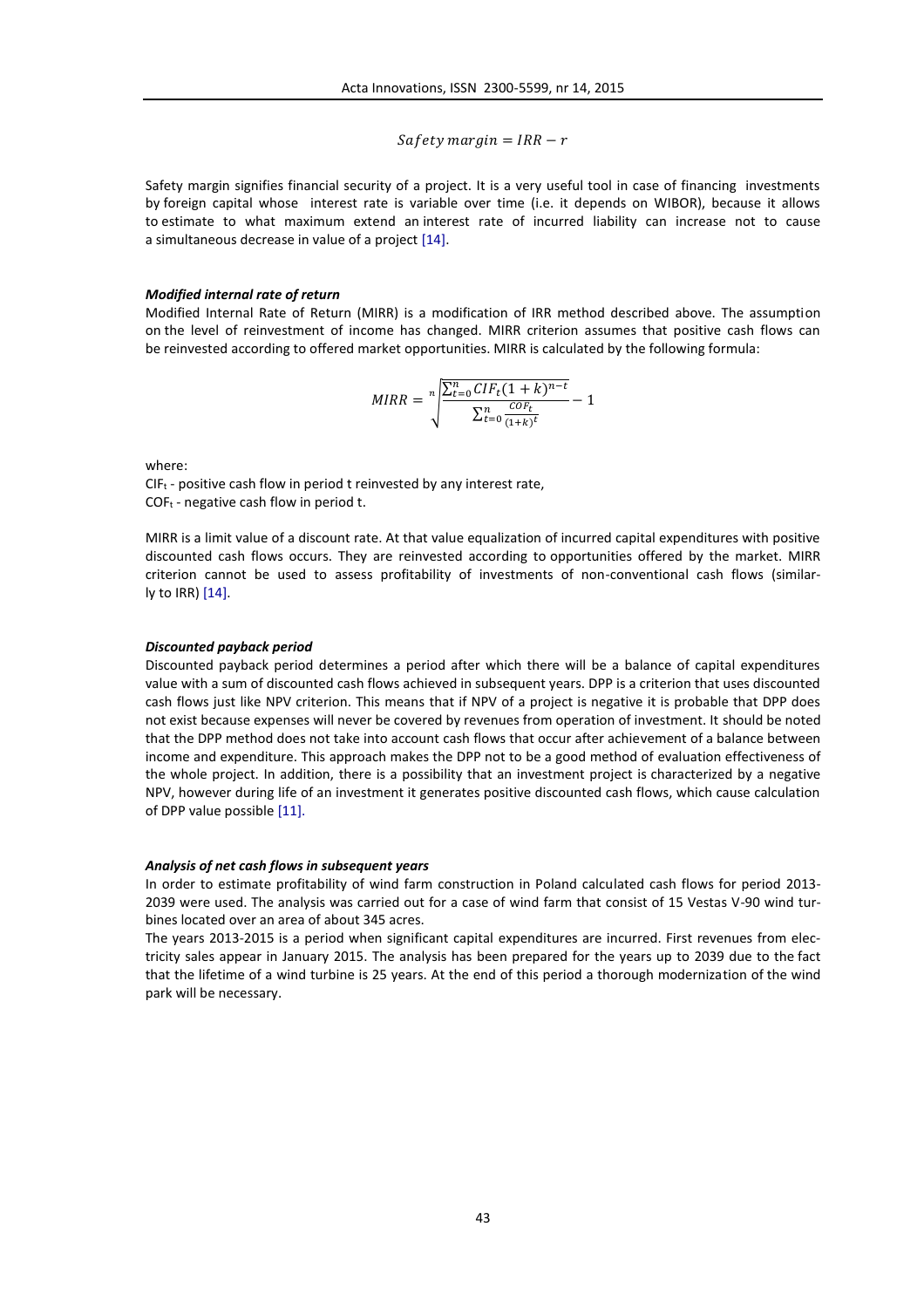$$Safety\ margin = IRR - r$$

Safety margin signifies financial security of a project. It is a very useful tool in case of financing investments by foreign capital whose interest rate is variable over time (i.e. it depends on WIBOR), because it allows to estimate to what maximum extend an interest rate of incurred liability can increase not to cause a simultaneous decrease in value of a project [14].

***Modified internal rate of return***

Modified Internal Rate of Return (MIRR) is a modification of IRR method described above. The assumption on the level of reinvestment of income has changed. MIRR criterion assumes that positive cash flows can be reinvested according to offered market opportunities. MIRR is calculated by the following formula:

$$MIRR = \sqrt[n]{\frac{\sum_{t=0}^{n} CIF_t (1+k)^{n-t}}{\sum_{t=0}^{n} \frac{COF_t}{(1+k)^t}}} - 1$$

where:

$CIF_t$ - positive cash flow in period t reinvested by any interest rate,
$COF_t$ - negative cash flow in period t.

MIRR is a limit value of a discount rate. At that value equalization of incurred capital expenditures with positive discounted cash flows occurs. They are reinvested according to opportunities offered by the market. MIRR criterion cannot be used to assess profitability of investments of non-conventional cash flows (similarly to IRR) [14].

***Discounted payback period***

Discounted payback period determines a period after which there will be a balance of capital expenditures value with a sum of discounted cash flows achieved in subsequent years. DPP is a criterion that uses discounted cash flows just like NPV criterion. This means that if NPV of a project is negative it is probable that DPP does not exist because expenses will never be covered by revenues from operation of investment. It should be noted that the DPP method does not take into account cash flows that occur after achievement of a balance between income and expenditure. This approach makes the DPP not to be a good method of evaluation effectiveness of the whole project. In addition, there is a possibility that an investment project is characterized by a negative NPV, however during life of an investment it generates positive discounted cash flows, which cause calculation of DPP value possible [11].

***Analysis of net cash flows in subsequent years***

In order to estimate profitability of wind farm construction in Poland calculated cash flows for period 2013-2039 were used. The analysis was carried out for a case of wind farm that consist of 15 Vestas V-90 wind turbines located over an area of about 345 acres.

The years 2013-2015 is a period when significant capital expenditures are incurred. First revenues from electricity sales appear in January 2015. The analysis has been prepared for the years up to 2039 due to the fact that the lifetime of a wind turbine is 25 years. At the end of this period a thorough modernization of the wind park will be necessary.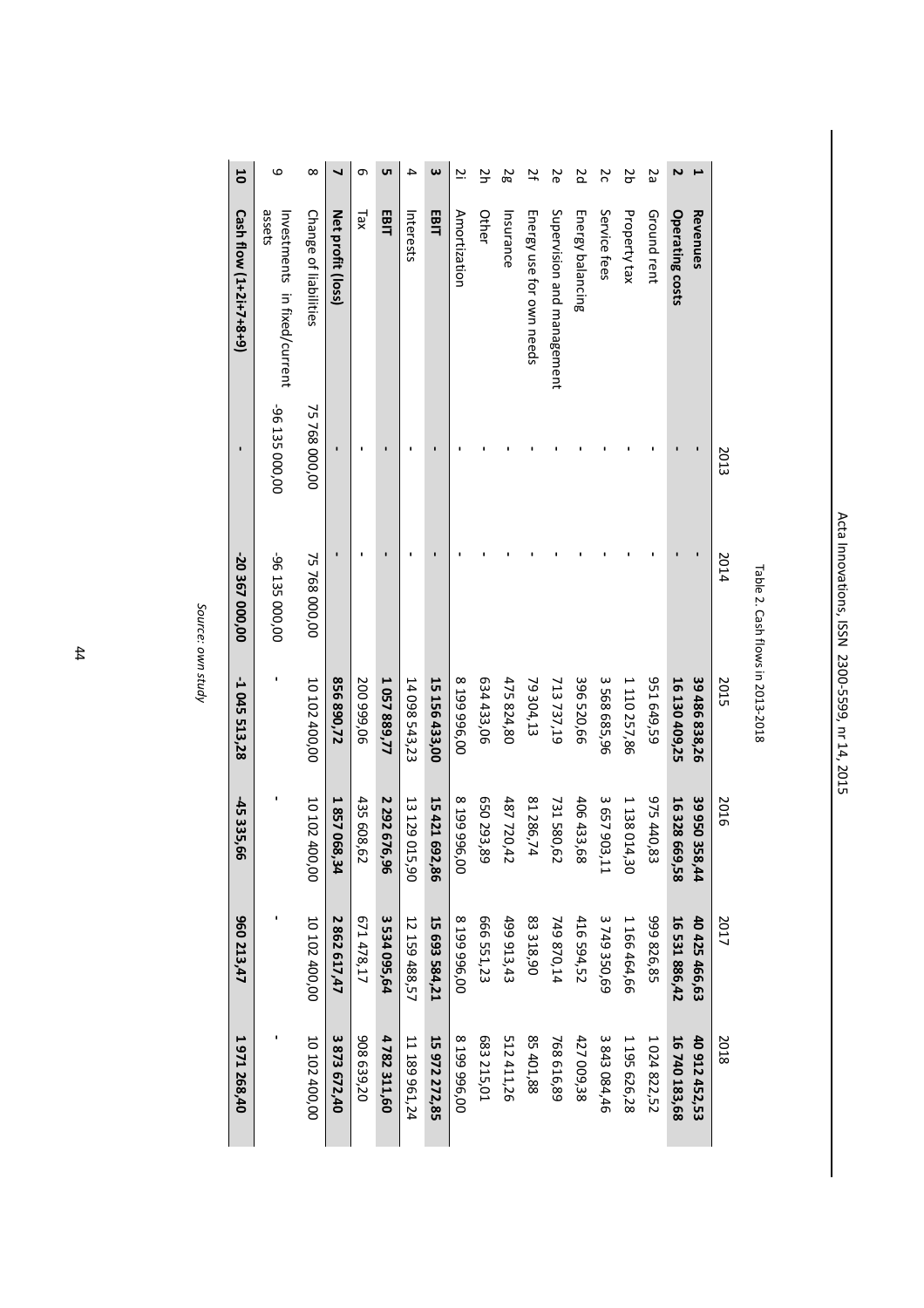Table 2. Cash flows in 2013-2018

| | | 2013 | 2014 | 2015 | 2016 | 2017 | 2018 |
|---|---|---|---|---|---|---|---|
| **1** | **Revenues** | - | - | **39 486 838,26** | **39 950 358,44** | **40 425 466,63** | **40 912 452,53** |
| **2** | **Operating costs** | - | - | **16 130 409,25** | **16 328 669,58** | **16 531 886,42** | **16 740 183,68** |
| 2a | Ground rent | - | - | 951 649,59 | 975 440,83 | 999 826,85 | 1 024 822,52 |
| 2b | Property tax | - | - | 1 110 257,86 | 1 138 014,30 | 1 166 464,66 | 1 195 626,28 |
| 2c | Service fees | - | - | 3 568 685,96 | 3 657 903,11 | 3 749 350,69 | 3 843 084,46 |
| 2d | Energy balancing | - | - | 396 520,66 | 406 433,68 | 416 594,52 | 427 009,38 |
| 2e | Supervision and management | - | - | 713 737,19 | 731 580,62 | 749 870,14 | 768 616,89 |
| 2f | Energy use for own needs | - | - | 79 304,13 | 81 286,74 | 83 318,90 | 85 401,88 |
| 2g | Insurance | - | - | 475 824,80 | 487 720,42 | 499 913,43 | 512 411,26 |
| 2h | Other | - | - | 634 433,06 | 650 293,89 | 666 551,23 | 683 215,01 |
| 2i | Amortization | - | - | 8 199 996,00 | 8 199 996,00 | 8 199 996,00 | 8 199 996,00 |
| **3** | **EBIT** | - | - | **15 156 433,00** | **15 421 692,86** | **15 693 584,21** | **15 972 272,85** |
| 4 | Interests | - | - | 14 098 543,23 | 13 129 015,90 | 12 159 488,57 | 11 189 961,24 |
| **5** | **EBIT** | - | - | **1 057 889,77** | **2 292 676,96** | **3 534 095,64** | **4 782 311,60** |
| 6 | Tax | - | - | 200 999,06 | 435 608,62 | 671 478,17 | 908 639,20 |
| **7** | **Net profit (loss)** | - | - | **856 890,72** | **1 857 068,34** | **2 862 617,47** | **3 873 672,40** |
| 8 | Change of liabilities | 75 768 000,00 | 75 768 000,00 | 10 102 400,00 | 10 102 400,00 | 10 102 400,00 | 10 102 400,00 |
| 9 | Investments in fixed/current assets | -96 135 000,00 | -96 135 000,00 | - | - | - | - |
| **10** | **Cash flow (1+2i+7+8+9)** | - | **-20 367 000,00** | **-1 045 513,28** | **-45 335,66** | **960 213,47** | **1 971 268,40** |

*Source: own study*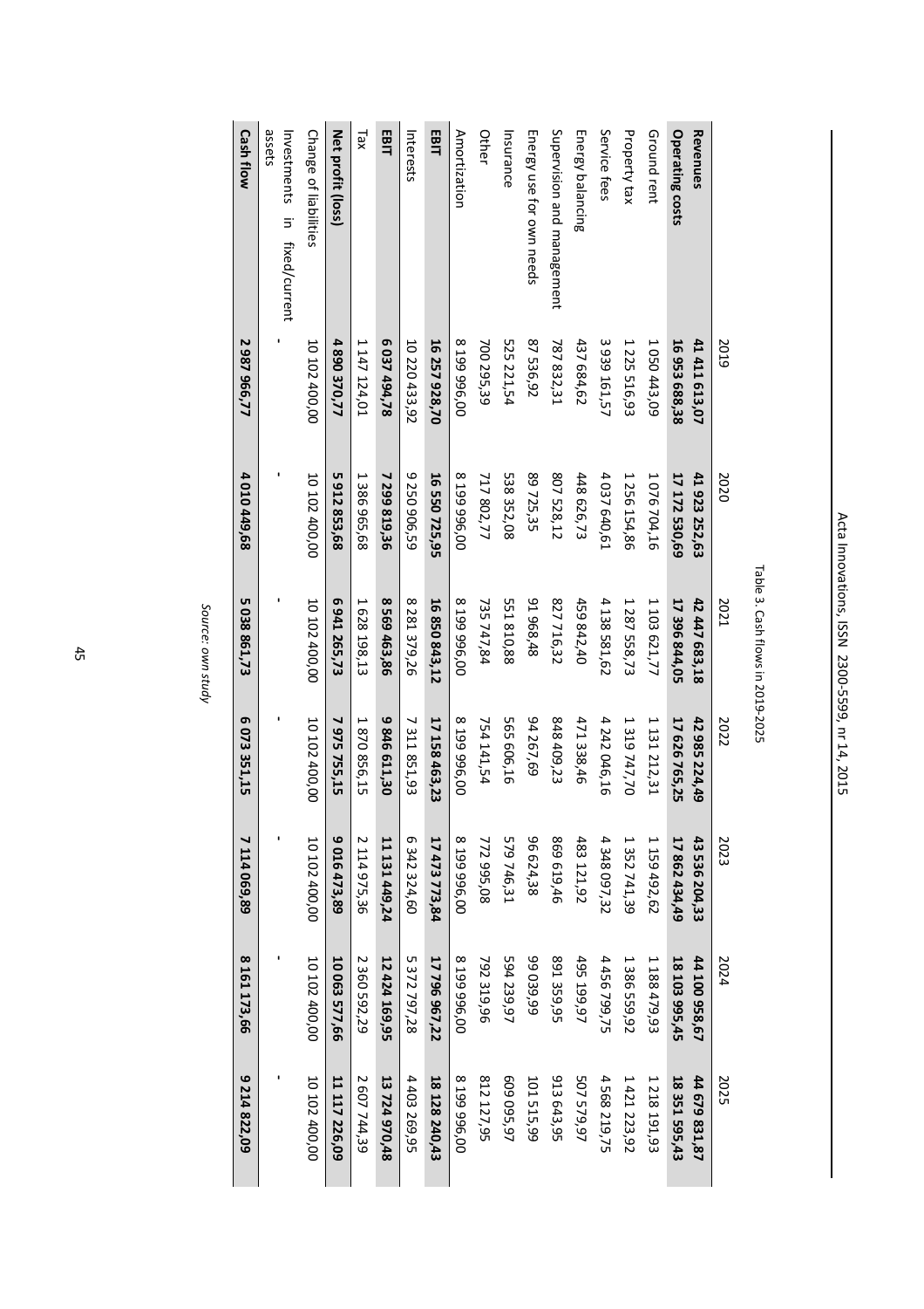Table 3. Cash flows in 2019-2025

| | 2019 | 2020 | 2021 | 2022 | 2023 | 2024 | 2025 |
|---|---|---|---|---|---|---|---|
| **Revenues** | **41 411 613,07** | **41 923 252,63** | **42 447 683,18** | **42 985 224,49** | **43 536 204,33** | **44 100 958,67** | **44 679 831,87** |
| **Operating costs** | **16 953 688,38** | **17 172 530,69** | **17 396 844,05** | **17 626 765,25** | **17 862 434,49** | **18 103 995,45** | **18 351 595,43** |
| Ground rent | 1 050 443,09 | 1 076 704,16 | 1 103 621,77 | 1 131 212,31 | 1 159 492,62 | 1 188 479,93 | 1 218 191,93 |
| Property tax | 1 225 516,93 | 1 256 154,86 | 1 287 558,73 | 1 319 747,70 | 1 352 741,39 | 1 386 559,92 | 1 421 223,92 |
| Service fees | 3 939 161,57 | 4 037 640,61 | 4 138 581,62 | 4 242 046,16 | 4 348 097,32 | 4 456 799,75 | 4 568 219,75 |
| Energy balancing | 437 684,62 | 448 626,73 | 459 842,40 | 471 338,46 | 483 121,92 | 495 199,97 | 507 579,97 |
| Supervision and management | 787 832,31 | 807 528,12 | 827 716,32 | 848 409,23 | 869 619,46 | 891 359,95 | 913 643,95 |
| Energy use for own needs | 87 536,92 | 89 725,35 | 91 968,48 | 94 267,69 | 96 624,38 | 99 039,99 | 101 515,99 |
| Insurance | 525 221,54 | 538 352,08 | 551 810,88 | 565 606,16 | 579 746,31 | 594 239,97 | 609 095,97 |
| Other | 700 295,39 | 717 802,77 | 735 747,84 | 754 141,54 | 772 995,08 | 792 319,96 | 812 127,95 |
| Amortization | 8 199 996,00 | 8 199 996,00 | 8 199 996,00 | 8 199 996,00 | 8 199 996,00 | 8 199 996,00 | 8 199 996,00 |
| **EBIT** | **16 257 928,70** | **16 550 725,95** | **16 850 843,12** | **17 158 463,23** | **17 473 773,84** | **17 796 967,22** | **18 128 240,43** |
| Interests | 10 220 433,92 | 9 250 906,59 | 8 281 379,26 | 7 311 851,93 | 6 342 324,60 | 5 372 797,28 | 4 403 269,95 |
| **EBIT** | **6 037 494,78** | **7 299 819,36** | **8 569 463,86** | **9 846 611,30** | **11 131 449,24** | **12 424 169,95** | **13 724 970,48** |
| Tax | 1 147 124,01 | 1 386 965,68 | 1 628 198,13 | 1 870 856,15 | 2 114 975,36 | 2 360 592,29 | 2 607 744,39 |
| **Net profit (loss)** | **4 890 370,77** | **5 912 853,68** | **6 941 265,73** | **7 975 755,15** | **9 016 473,89** | **10 063 577,66** | **11 117 226,09** |
| Change of liabilities | 10 102 400,00 | 10 102 400,00 | 10 102 400,00 | 10 102 400,00 | 10 102 400,00 | 10 102 400,00 | 10 102 400,00 |
| Investments in fixed/current assets | - | - | - | - | - | - | - |
| **Cash flow** | **2 987 966,77** | **4 010 449,68** | **5 038 861,73** | **6 073 351,15** | **7 114 069,89** | **8 161 173,66** | **9 214 822,09** |

*Source: own study*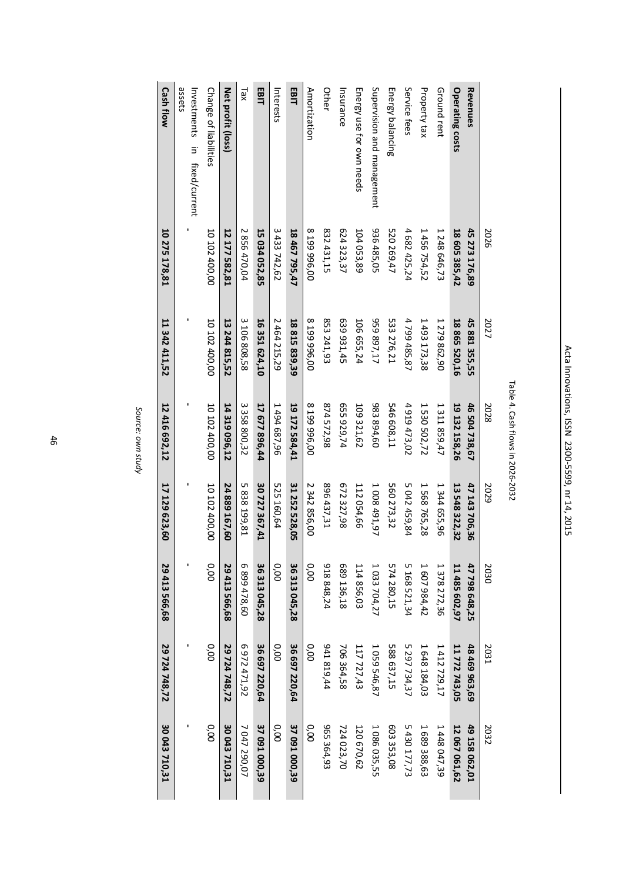Table 4. Cash flows in 2026-2032

| | 2026 | 2027 | 2028 | 2029 | 2030 | 2031 | 2032 |
|---|---|---|---|---|---|---|---|
| **Revenues** | **45 273 176,89** | **45 881 355,55** | **46 504 738,67** | **47 143 706,36** | **47 798 648,25** | **48 469 963,69** | **49 158 062,01** |
| **Operating costs** | **18 605 385,42** | **18 865 520,16** | **19 132 158,26** | **13 548 322,32** | **11 485 602,97** | **11 772 743,05** | **12 067 061,62** |
| Ground rent | 1 248 646,73 | 1 279 862,90 | 1 311 859,47 | 1 344 655,96 | 1 378 272,36 | 1 412 729,17 | 1 448 047,39 |
| Property tax | 1 456 754,52 | 1 493 173,38 | 1 530 502,72 | 1 568 765,28 | 1 607 984,42 | 1 648 184,03 | 1 689 388,63 |
| Service fees | 4 682 425,24 | 4 799 485,87 | 4 919 473,02 | 5 042 459,84 | 5 168 521,34 | 5 297 734,37 | 5 430 177,73 |
| Energy balancing | 520 269,47 | 533 276,21 | 546 608,11 | 560 273,32 | 574 280,15 | 588 637,15 | 603 353,08 |
| Supervision and management | 936 485,05 | 959 897,17 | 983 894,60 | 1 008 491,97 | 1 033 704,27 | 1 059 546,87 | 1 086 035,55 |
| Energy use for own needs | 104 053,89 | 106 655,24 | 109 321,62 | 112 054,66 | 114 856,03 | 117 727,43 | 120 670,62 |
| Insurance | 624 323,37 | 639 931,45 | 655 929,74 | 672 327,98 | 689 136,18 | 706 364,58 | 724 023,70 |
| Other | 832 431,15 | 853 241,93 | 874 572,98 | 896 437,31 | 918 848,24 | 941 819,44 | 965 364,93 |
| Amortization | 8 199 996,00 | 8 199 996,00 | 8 199 996,00 | 2 342 856,00 | 0,00 | 0,00 | 0,00 |
| **EBIT** | **18 467 795,47** | **18 815 839,39** | **19 172 584,41** | **31 252 528,05** | **36 313 045,28** | **36 697 220,64** | **37 091 000,39** |
| Interests | 3 433 742,62 | 2 464 215,29 | 1 494 687,96 | 525 160,64 | 0,00 | 0,00 | 0,00 |
| **EBIT** | **15 034 052,85** | **16 351 624,10** | **17 677 896,44** | **30 727 367,41** | **36 313 045,28** | **36 697 220,64** | **37 091 000,39** |
| Tax | 2 856 470,04 | 3 106 808,58 | 3 358 800,32 | 5 838 199,81 | 6 899 478,60 | 6 972 471,92 | 7 047 290,07 |
| **Net profit (loss)** | **12 177 582,81** | **13 244 815,52** | **14 319 096,12** | **24 889 167,60** | **29 413 566,68** | **29 724 748,72** | **30 043 710,31** |
| Change of liabilities | 10 102 400,00 | 10 102 400,00 | 10 102 400,00 | 10 102 400,00 | 0,00 | 0,00 | 0,00 |
| Investments in fixed/current assets | - | - | - | - | - | - | - |
| **Cash flow** | **10 275 178,81** | **11 342 411,52** | **12 416 692,12** | **17 129 623,60** | **29 413 566,68** | **29 724 748,72** | **30 043 710,31** |

*Source: own study*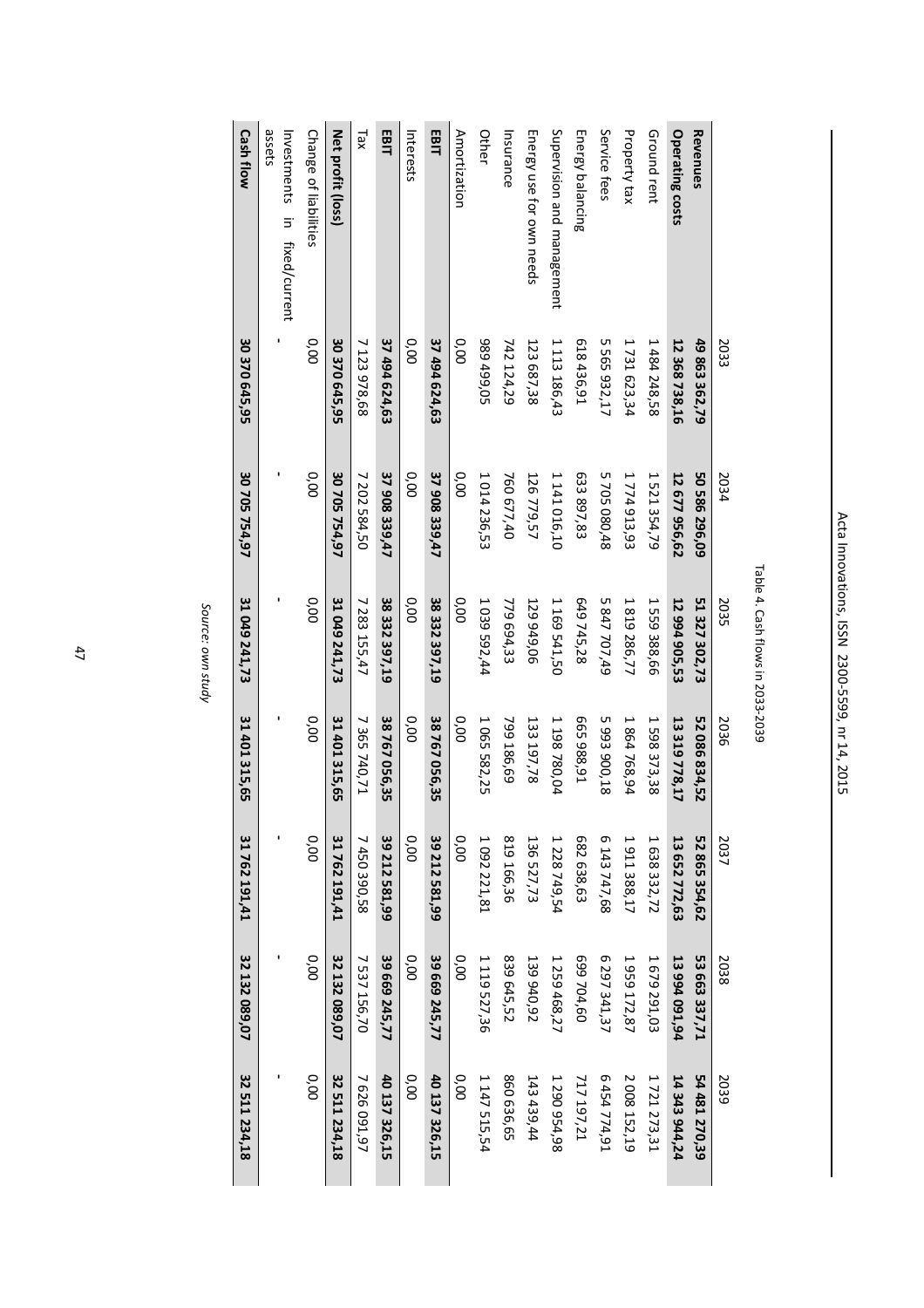Table 4. Cash flows in 2033-2039

| | 2033 | 2034 | 2035 | 2036 | 2037 | 2038 | 2039 |
|---|---|---|---|---|---|---|---|
| **Revenues** | **49 863 362,79** | **50 586 296,09** | **51 327 302,73** | **52 086 834,52** | **52 865 354,62** | **53 663 337,71** | **54 481 270,39** |
| **Operating costs** | **12 368 738,16** | **12 677 956,62** | **12 994 905,53** | **13 319 778,17** | **13 652 772,63** | **13 994 091,94** | **14 343 944,24** |
| Ground rent | 1 484 248,58 | 1 521 354,79 | 1 559 388,66 | 1 598 373,38 | 1 638 332,72 | 1 679 291,03 | 1 721 273,31 |
| Property tax | 1 731 623,34 | 1 774 913,93 | 1 819 286,77 | 1 864 768,94 | 1 911 388,17 | 1 959 172,87 | 2 008 152,19 |
| Service fees | 5 565 932,17 | 5 705 080,48 | 5 847 707,49 | 5 993 900,18 | 6 143 747,68 | 6 297 341,37 | 6 454 774,91 |
| Energy balancing | 618 436,91 | 633 897,83 | 649 745,28 | 665 988,91 | 682 638,63 | 699 704,60 | 717 197,21 |
| Supervision and management | 1 113 186,43 | 1 141 016,10 | 1 169 541,50 | 1 198 780,04 | 1 228 749,54 | 1 259 468,27 | 1 290 954,98 |
| Energy use for own needs | 123 687,38 | 126 779,57 | 129 949,06 | 133 197,78 | 136 527,73 | 139 940,92 | 143 439,44 |
| Insurance | 742 124,29 | 760 677,40 | 779 694,33 | 799 186,69 | 819 166,36 | 839 645,52 | 860 636,65 |
| Other | 989 499,05 | 1 014 236,53 | 1 039 592,44 | 1 065 582,25 | 1 092 221,81 | 1 119 527,36 | 1 147 515,54 |
| Amortization | 0,00 | 0,00 | 0,00 | 0,00 | 0,00 | 0,00 | 0,00 |
| **EBIT** | **37 494 624,63** | **37 908 339,47** | **38 332 397,19** | **38 767 056,35** | **39 212 581,99** | **39 669 245,77** | **40 137 326,15** |
| Interests | 0,00 | 0,00 | 0,00 | 0,00 | 0,00 | 0,00 | 0,00 |
| **EBIT** | **37 494 624,63** | **37 908 339,47** | **38 332 397,19** | **38 767 056,35** | **39 212 581,99** | **39 669 245,77** | **40 137 326,15** |
| Tax | 7 123 978,68 | 7 202 584,50 | 7 283 155,47 | 7 365 740,71 | 7 450 390,58 | 7 537 156,70 | 7 626 091,97 |
| **Net profit (loss)** | **30 370 645,95** | **30 705 754,97** | **31 049 241,73** | **31 401 315,65** | **31 762 191,41** | **32 132 089,07** | **32 511 234,18** |
| Change of liabilities | 0,00 | 0,00 | 0,00 | 0,00 | 0,00 | 0,00 | 0,00 |
| Investments in fixed/current assets | - | - | - | - | - | - | - |
| **Cash flow** | **30 370 645,95** | **30 705 754,97** | **31 049 241,73** | **31 401 315,65** | **31 762 191,41** | **32 132 089,07** | **32 511 234,18** |

*Source: own study*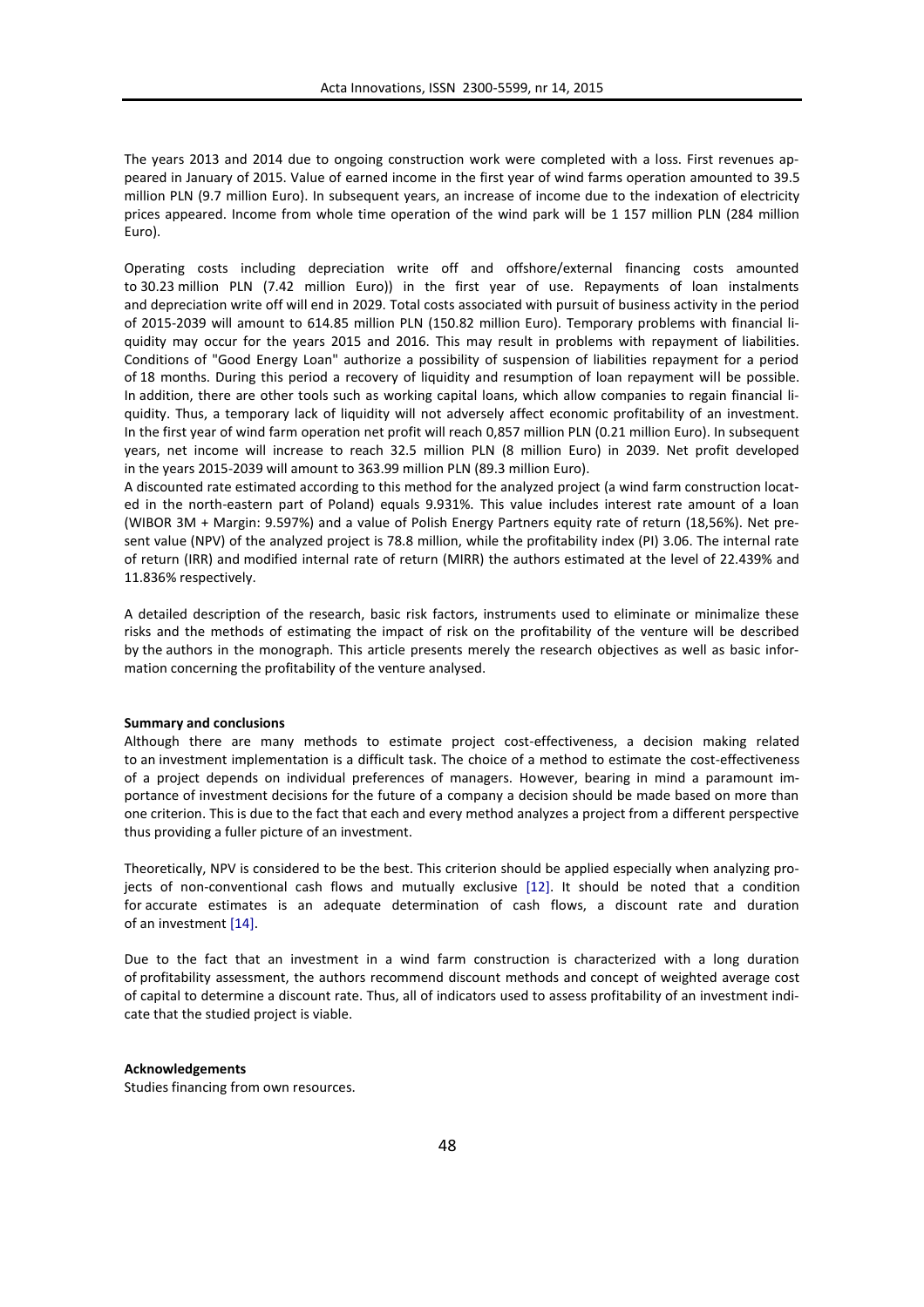The years 2013 and 2014 due to ongoing construction work were completed with a loss. First revenues appeared in January of 2015. Value of earned income in the first year of wind farms operation amounted to 39.5 million PLN (9.7 million Euro). In subsequent years, an increase of income due to the indexation of electricity prices appeared. Income from whole time operation of the wind park will be 1 157 million PLN (284 million Euro).

Operating costs including depreciation write off and offshore/external financing costs amounted to 30.23 million PLN (7.42 million Euro)) in the first year of use. Repayments of loan instalments and depreciation write off will end in 2029. Total costs associated with pursuit of business activity in the period of 2015-2039 will amount to 614.85 million PLN (150.82 million Euro). Temporary problems with financial liquidity may occur for the years 2015 and 2016. This may result in problems with repayment of liabilities. Conditions of "Good Energy Loan" authorize a possibility of suspension of liabilities repayment for a period of 18 months. During this period a recovery of liquidity and resumption of loan repayment will be possible. In addition, there are other tools such as working capital loans, which allow companies to regain financial liquidity. Thus, a temporary lack of liquidity will not adversely affect economic profitability of an investment. In the first year of wind farm operation net profit will reach 0,857 million PLN (0.21 million Euro). In subsequent years, net income will increase to reach 32.5 million PLN (8 million Euro) in 2039. Net profit developed in the years 2015-2039 will amount to 363.99 million PLN (89.3 million Euro).

A discounted rate estimated according to this method for the analyzed project (a wind farm construction located in the north-eastern part of Poland) equals 9.931%. This value includes interest rate amount of a loan (WIBOR 3M + Margin: 9.597%) and a value of Polish Energy Partners equity rate of return (18,56%). Net present value (NPV) of the analyzed project is 78.8 million, while the profitability index (PI) 3.06. The internal rate of return (IRR) and modified internal rate of return (MIRR) the authors estimated at the level of 22.439% and 11.836% respectively.

A detailed description of the research, basic risk factors, instruments used to eliminate or minimalize these risks and the methods of estimating the impact of risk on the profitability of the venture will be described by the authors in the monograph. This article presents merely the research objectives as well as basic information concerning the profitability of the venture analysed.

**Summary and conclusions**

Although there are many methods to estimate project cost-effectiveness, a decision making related to an investment implementation is a difficult task. The choice of a method to estimate the cost-effectiveness of a project depends on individual preferences of managers. However, bearing in mind a paramount importance of investment decisions for the future of a company a decision should be made based on more than one criterion. This is due to the fact that each and every method analyzes a project from a different perspective thus providing a fuller picture of an investment.

Theoretically, NPV is considered to be the best. This criterion should be applied especially when analyzing projects of non-conventional cash flows and mutually exclusive [12]. It should be noted that a condition for accurate estimates is an adequate determination of cash flows, a discount rate and duration of an investment [14].

Due to the fact that an investment in a wind farm construction is characterized with a long duration of profitability assessment, the authors recommend discount methods and concept of weighted average cost of capital to determine a discount rate. Thus, all of indicators used to assess profitability of an investment indicate that the studied project is viable.

**Acknowledgements**

Studies financing from own resources.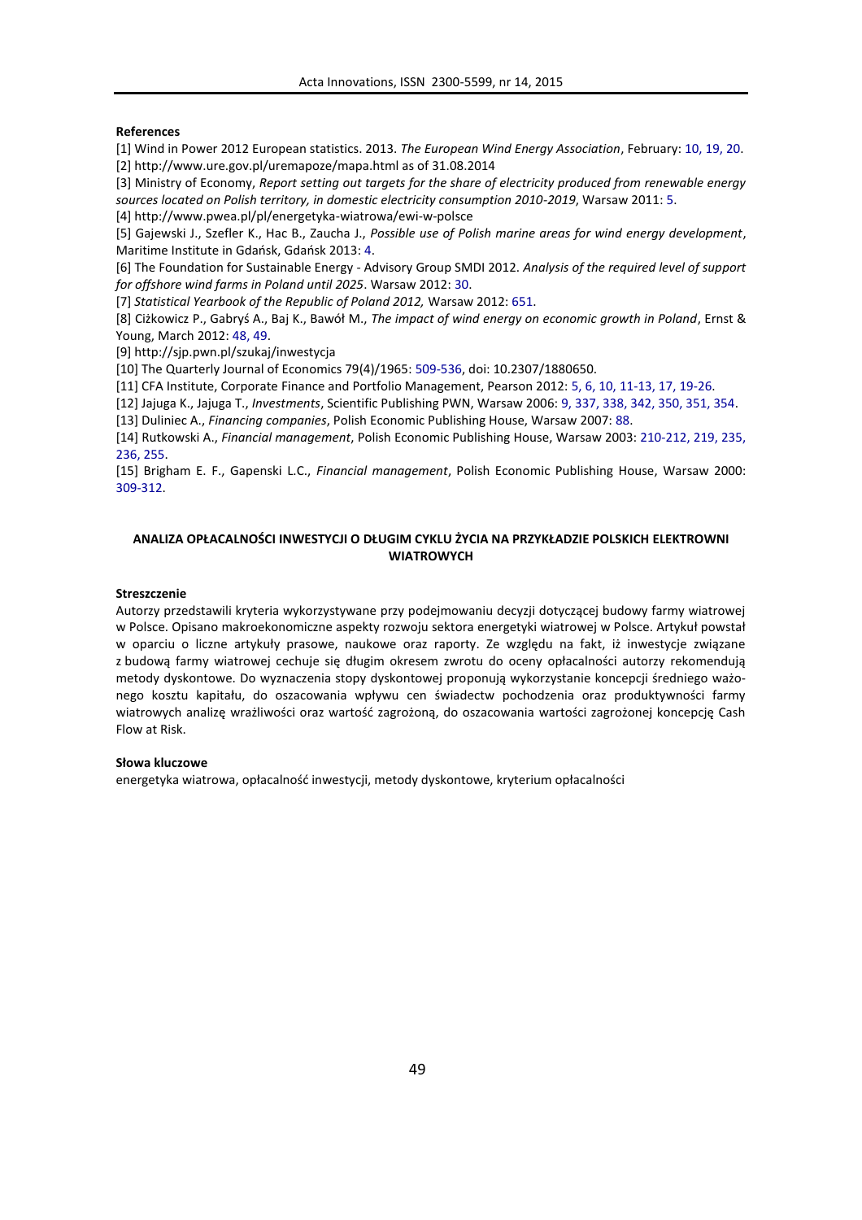**References**

[1] Wind in Power 2012 European statistics. 2013. *The European Wind Energy Association*, February: 10, 19, 20.

[2] http://www.ure.gov.pl/uremapoze/mapa.html as of 31.08.2014

[3] Ministry of Economy, *Report setting out targets for the share of electricity produced from renewable energy sources located on Polish territory, in domestic electricity consumption 2010-2019*, Warsaw 2011: 5.

[4] http://www.pwea.pl/pl/energetyka-wiatrowa/ewi-w-polsce

[5] Gajewski J., Szefler K., Hac B., Zaucha J., *Possible use of Polish marine areas for wind energy development*, Maritime Institute in Gdańsk, Gdańsk 2013: 4.

[6] The Foundation for Sustainable Energy - Advisory Group SMDI 2012. *Analysis of the required level of support for offshore wind farms in Poland until 2025*. Warsaw 2012: 30.

[7] *Statistical Yearbook of the Republic of Poland 2012,* Warsaw 2012: 651.

[8] Ciżkowicz P., Gabryś A., Baj K., Bawół M., *The impact of wind energy on economic growth in Poland*, Ernst & Young, March 2012: 48, 49.

[9] http://sjp.pwn.pl/szukaj/inwestycja

[10] The Quarterly Journal of Economics 79(4)/1965: 509-536, doi: 10.2307/1880650.

[11] CFA Institute, Corporate Finance and Portfolio Management, Pearson 2012: 5, 6, 10, 11-13, 17, 19-26.

[12] Jajuga K., Jajuga T., *Investments*, Scientific Publishing PWN, Warsaw 2006: 9, 337, 338, 342, 350, 351, 354.

[13] Duliniec A., *Financing companies*, Polish Economic Publishing House, Warsaw 2007: 88.

[14] Rutkowski A., *Financial management*, Polish Economic Publishing House, Warsaw 2003: 210-212, 219, 235, 236, 255.

[15] Brigham E. F., Gapenski L.C., *Financial management*, Polish Economic Publishing House, Warsaw 2000: 309-312.

## ANALIZA OPŁACALNOŚCI INWESTYCJI O DŁUGIM CYKLU ŻYCIA NA PRZYKŁADZIE POLSKICH ELEKTROWNI WIATROWYCH

**Streszczenie**

Autorzy przedstawili kryteria wykorzystywane przy podejmowaniu decyzji dotyczącej budowy farmy wiatrowej w Polsce. Opisano makroekonomiczne aspekty rozwoju sektora energetyki wiatrowej w Polsce. Artykuł powstał w oparciu o liczne artykuły prasowe, naukowe oraz raporty. Ze względu na fakt, iż inwestycje związane z budową farmy wiatrowej cechuje się długim okresem zwrotu do oceny opłacalności autorzy rekomendują metody dyskontowe. Do wyznaczenia stopy dyskontowej proponują wykorzystanie koncepcji średniego ważonego kosztu kapitału, do oszacowania wpływu cen świadectw pochodzenia oraz produktywności farmy wiatrowych analizę wrażliwości oraz wartość zagrożoną, do oszacowania wartości zagrożonej koncepcję Cash Flow at Risk.

**Słowa kluczowe**

energetyka wiatrowa, opłacalność inwestycji, metody dyskontowe, kryterium opłacalności